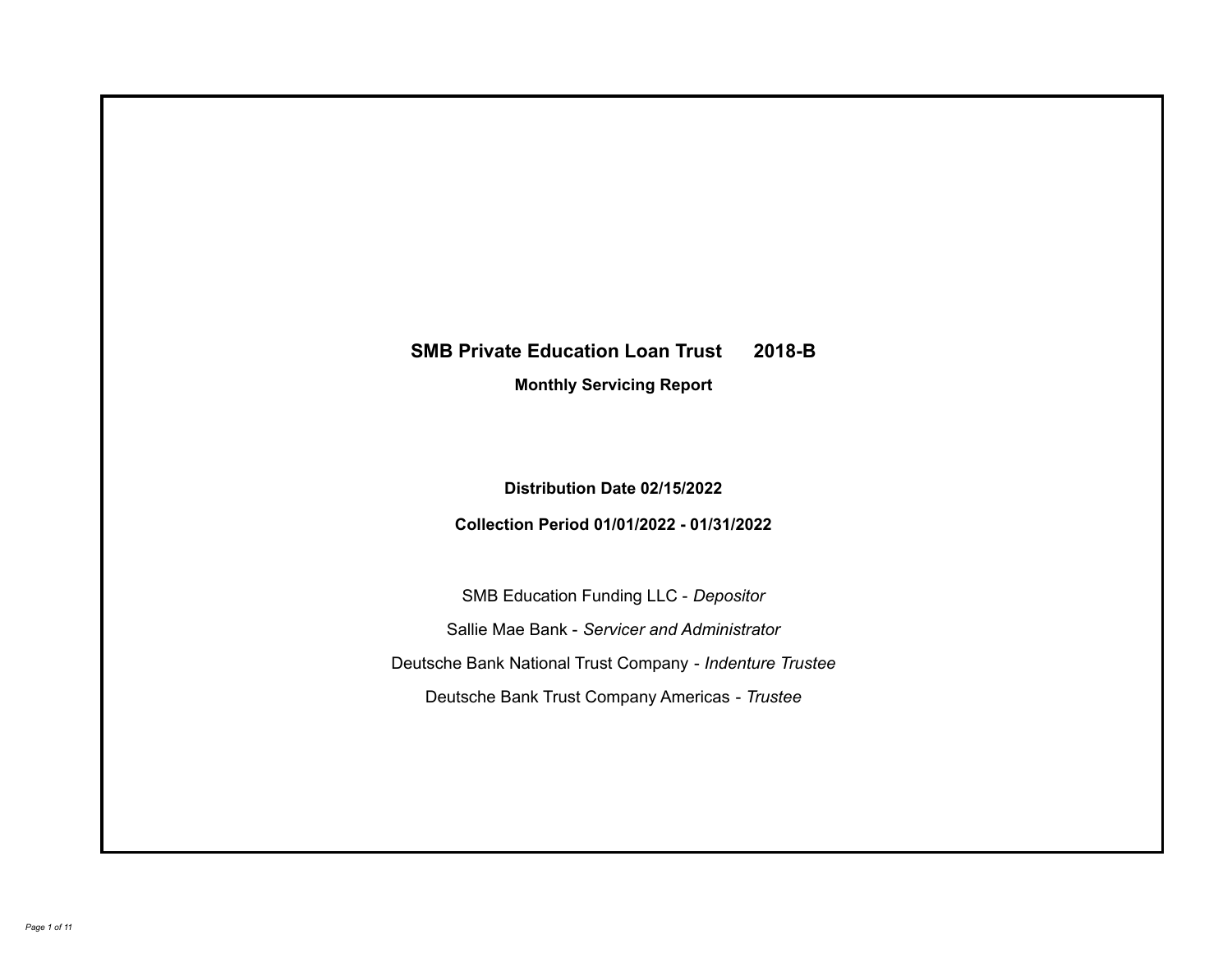# SMB Private Education Loan Trust 2018-B

## Monthly Servicing Report

**Distribution Date 02/15/2022**

**Collection Period 01/01/2022 - 01/31/2022**

SMB Education Funding LLC - *Depositor*

Sallie Mae Bank - *Servicer and Administrator*

Deutsche Bank National Trust Company - *Indenture Trustee*

Deutsche Bank Trust Company Americas - *Trustee*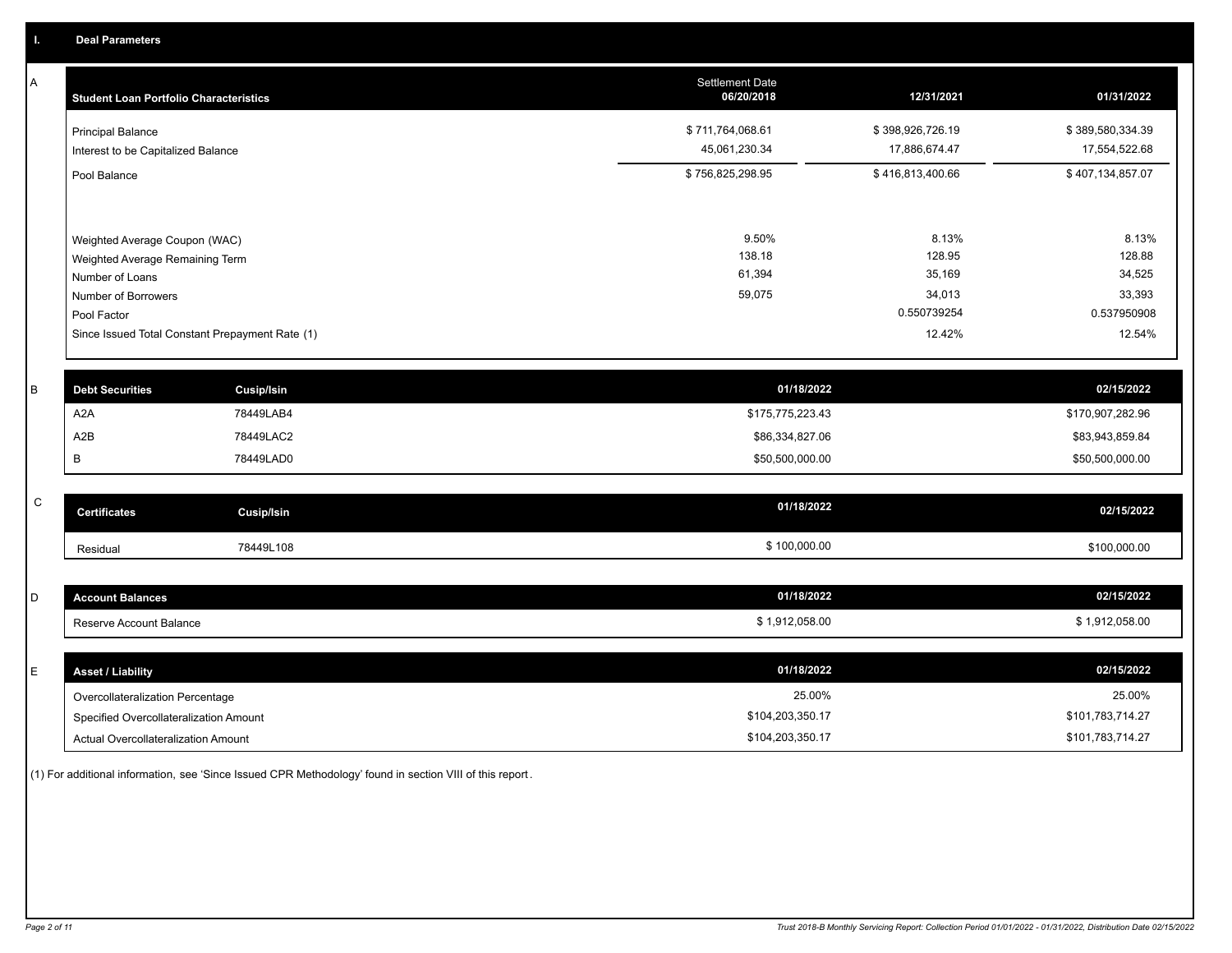## I. Deal Parameters

### A

| Student Loan Portfolio Characteristics | Settlement Date 06/20/2018 | 12/31/2021 | 01/31/2022 |
|---|---|---|---|
| Principal Balance | $ 711,764,068.61 | $ 398,926,726.19 | $ 389,580,334.39 |
| Interest to be Capitalized Balance | 45,061,230.34 | 17,886,674.47 | 17,554,522.68 |
| Pool Balance | $ 756,825,298.95 | $ 416,813,400.66 | $ 407,134,857.07 |
| Weighted Average Coupon (WAC) | 9.50% | 8.13% | 8.13% |
| Weighted Average Remaining Term | 138.18 | 128.95 | 128.88 |
| Number of Loans | 61,394 | 35,169 | 34,525 |
| Number of Borrowers | 59,075 | 34,013 | 33,393 |
| Pool Factor | | 0.550739254 | 0.537950908 |
| Since Issued Total Constant Prepayment Rate (1) | | 12.42% | 12.54% |

### B

| Debt Securities | Cusip/Isin | 01/18/2022 | 02/15/2022 |
|---|---|---|---|
| A2A | 78449LAB4 | $175,775,223.43 | $170,907,282.96 |
| A2B | 78449LAC2 | $86,334,827.06 | $83,943,859.84 |
| B | 78449LAD0 | $50,500,000.00 | $50,500,000.00 |

### C

| Certificates | Cusip/Isin | 01/18/2022 | 02/15/2022 |
|---|---|---|---|
| Residual | 78449L108 | $ 100,000.00 | $100,000.00 |

### D

| Account Balances | 01/18/2022 | 02/15/2022 |
|---|---|---|
| Reserve Account Balance | $ 1,912,058.00 | $ 1,912,058.00 |

### E

| Asset / Liability | 01/18/2022 | 02/15/2022 |
|---|---|---|
| Overcollateralization Percentage | 25.00% | 25.00% |
| Specified Overcollateralization Amount | $104,203,350.17 | $101,783,714.27 |
| Actual Overcollateralization Amount | $104,203,350.17 | $101,783,714.27 |

(1) For additional information, see 'Since Issued CPR Methodology' found in section VIII of this report.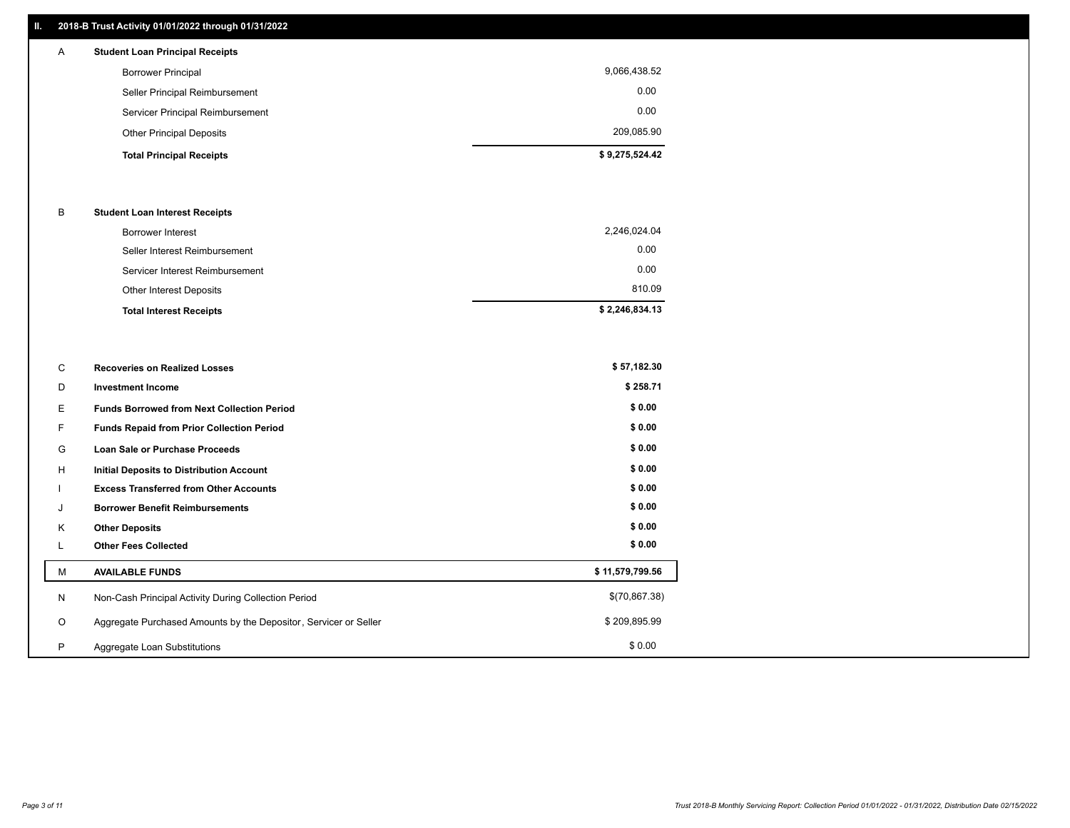## II. 2018-B Trust Activity 01/01/2022 through 01/31/2022

| | | |
|---|---|---|
| A | **Student Loan Principal Receipts** | |
| | Borrower Principal | 9,066,438.52 |
| | Seller Principal Reimbursement | 0.00 |
| | Servicer Principal Reimbursement | 0.00 |
| | Other Principal Deposits | 209,085.90 |
| | **Total Principal Receipts** | **$ 9,275,524.42** |
| B | **Student Loan Interest Receipts** | |
| | Borrower Interest | 2,246,024.04 |
| | Seller Interest Reimbursement | 0.00 |
| | Servicer Interest Reimbursement | 0.00 |
| | Other Interest Deposits | 810.09 |
| | **Total Interest Receipts** | **$ 2,246,834.13** |
| C | **Recoveries on Realized Losses** | **$ 57,182.30** |
| D | **Investment Income** | **$ 258.71** |
| E | **Funds Borrowed from Next Collection Period** | **$ 0.00** |
| F | **Funds Repaid from Prior Collection Period** | **$ 0.00** |
| G | **Loan Sale or Purchase Proceeds** | **$ 0.00** |
| H | **Initial Deposits to Distribution Account** | **$ 0.00** |
| I | **Excess Transferred from Other Accounts** | **$ 0.00** |
| J | **Borrower Benefit Reimbursements** | **$ 0.00** |
| K | **Other Deposits** | **$ 0.00** |
| L | **Other Fees Collected** | **$ 0.00** |
| M | **AVAILABLE FUNDS** | **$ 11,579,799.56** |
| N | Non-Cash Principal Activity During Collection Period | $(70,867.38) |
| O | Aggregate Purchased Amounts by the Depositor, Servicer or Seller | $ 209,895.99 |
| P | Aggregate Loan Substitutions | $ 0.00 |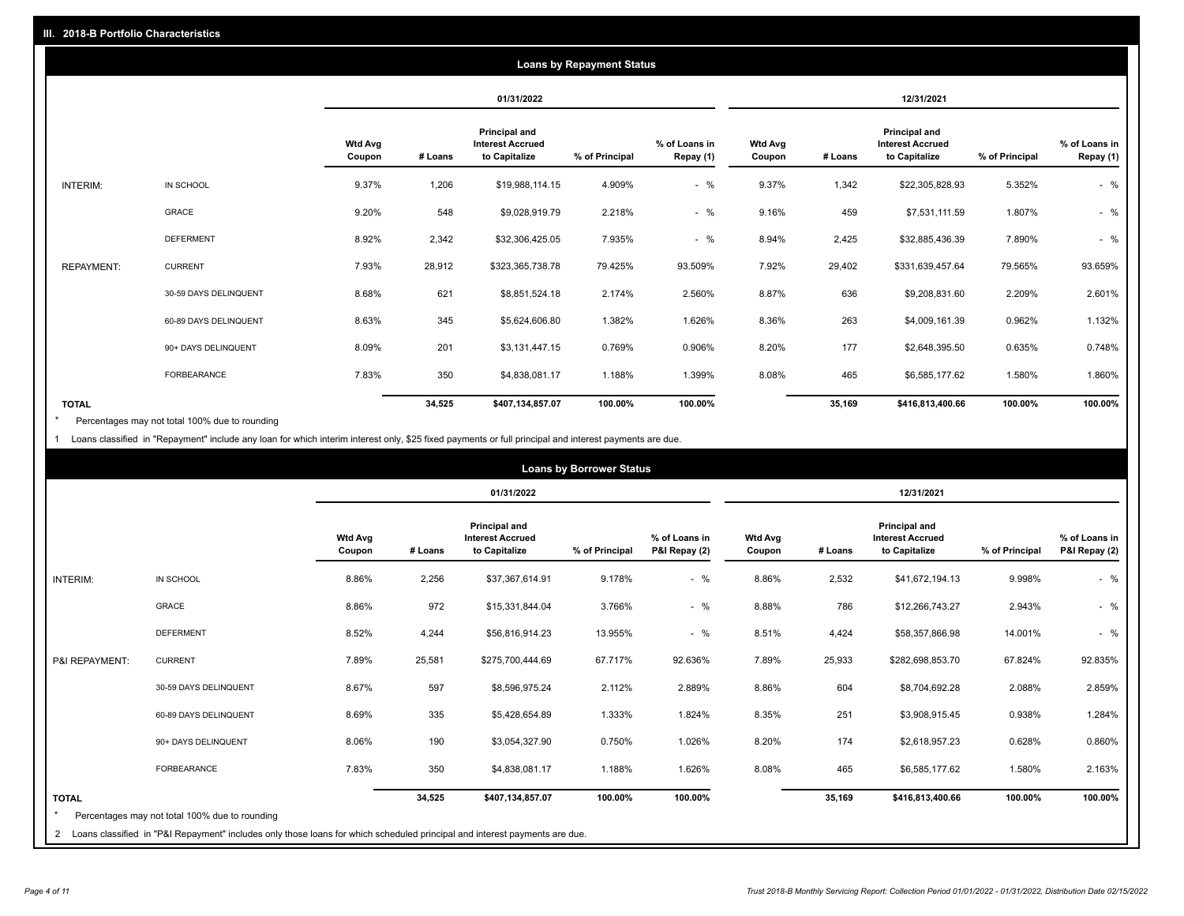## III. 2018-B Portfolio Characteristics

### Loans by Repayment Status

| | | 01/31/2022 | | | | | 12/31/2021 | | | | |
|---|---|---|---|---|---|---|---|---|---|---|---|
| | | Wtd Avg Coupon | # Loans | Principal and Interest Accrued to Capitalize | % of Principal | % of Loans in Repay (1) | Wtd Avg Coupon | # Loans | Principal and Interest Accrued to Capitalize | % of Principal | % of Loans in Repay (1) |
| INTERIM: | IN SCHOOL | 9.37% | 1,206 | $19,988,114.15 | 4.909% | - % | 9.37% | 1,342 | $22,305,828.93 | 5.352% | - % |
| | GRACE | 9.20% | 548 | $9,028,919.79 | 2.218% | - % | 9.16% | 459 | $7,531,111.59 | 1.807% | - % |
| | DEFERMENT | 8.92% | 2,342 | $32,306,425.05 | 7.935% | - % | 8.94% | 2,425 | $32,885,436.39 | 7.890% | - % |
| REPAYMENT: | CURRENT | 7.93% | 28,912 | $323,365,738.78 | 79.425% | 93.509% | 7.92% | 29,402 | $331,639,457.64 | 79.565% | 93.659% |
| | 30-59 DAYS DELINQUENT | 8.68% | 621 | $8,851,524.18 | 2.174% | 2.560% | 8.87% | 636 | $9,208,831.60 | 2.209% | 2.601% |
| | 60-89 DAYS DELINQUENT | 8.63% | 345 | $5,624,606.80 | 1.382% | 1.626% | 8.36% | 263 | $4,009,161.39 | 0.962% | 1.132% |
| | 90+ DAYS DELINQUENT | 8.09% | 201 | $3,131,447.15 | 0.769% | 0.906% | 8.20% | 177 | $2,648,395.50 | 0.635% | 0.748% |
| | FORBEARANCE | 7.83% | 350 | $4,838,081.17 | 1.188% | 1.399% | 8.08% | 465 | $6,585,177.62 | 1.580% | 1.860% |
| TOTAL | | | 34,525 | $407,134,857.07 | 100.00% | 100.00% | | 35,169 | $416,813,400.66 | 100.00% | 100.00% |

* Percentages may not total 100% due to rounding

1 Loans classified in "Repayment" include any loan for which interim interest only, $25 fixed payments or full principal and interest payments are due.

### Loans by Borrower Status

| | | 01/31/2022 | | | | | 12/31/2021 | | | | |
|---|---|---|---|---|---|---|---|---|---|---|---|
| | | Wtd Avg Coupon | # Loans | Principal and Interest Accrued to Capitalize | % of Principal | % of Loans in P&I Repay (2) | Wtd Avg Coupon | # Loans | Principal and Interest Accrued to Capitalize | % of Principal | % of Loans in P&I Repay (2) |
| INTERIM: | IN SCHOOL | 8.86% | 2,256 | $37,367,614.91 | 9.178% | - % | 8.86% | 2,532 | $41,672,194.13 | 9.998% | - % |
| | GRACE | 8.86% | 972 | $15,331,844.04 | 3.766% | - % | 8.88% | 786 | $12,266,743.27 | 2.943% | - % |
| | DEFERMENT | 8.52% | 4,244 | $56,816,914.23 | 13.955% | - % | 8.51% | 4,424 | $58,357,866.98 | 14.001% | - % |
| P&I REPAYMENT: | CURRENT | 7.89% | 25,581 | $275,700,444.69 | 67.717% | 92.636% | 7.89% | 25,933 | $282,698,853.70 | 67.824% | 92.835% |
| | 30-59 DAYS DELINQUENT | 8.67% | 597 | $8,596,975.24 | 2.112% | 2.889% | 8.86% | 604 | $8,704,692.28 | 2.088% | 2.859% |
| | 60-89 DAYS DELINQUENT | 8.69% | 335 | $5,428,654.89 | 1.333% | 1.824% | 8.35% | 251 | $3,908,915.45 | 0.938% | 1.284% |
| | 90+ DAYS DELINQUENT | 8.06% | 190 | $3,054,327.90 | 0.750% | 1.026% | 8.20% | 174 | $2,618,957.23 | 0.628% | 0.860% |
| | FORBEARANCE | 7.83% | 350 | $4,838,081.17 | 1.188% | 1.626% | 8.08% | 465 | $6,585,177.62 | 1.580% | 2.163% |
| TOTAL | | | 34,525 | $407,134,857.07 | 100.00% | 100.00% | | 35,169 | $416,813,400.66 | 100.00% | 100.00% |

* Percentages may not total 100% due to rounding

2 Loans classified in "P&I Repayment" includes only those loans for which scheduled principal and interest payments are due.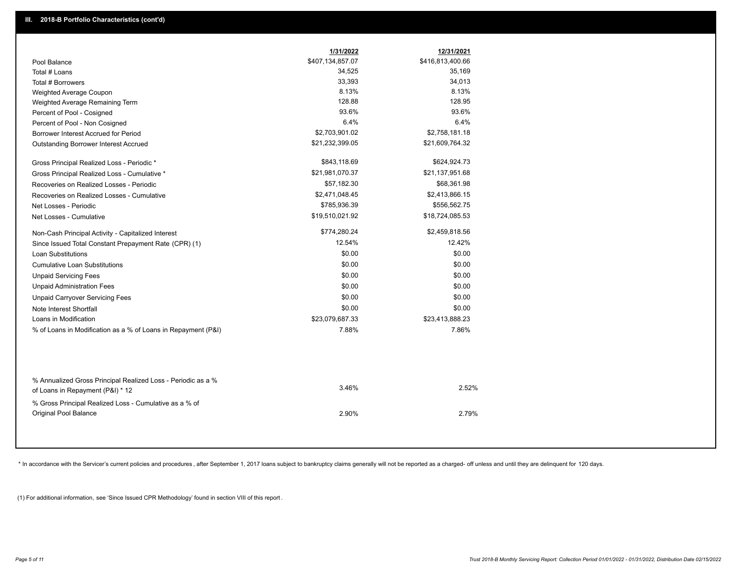## III. 2018-B Portfolio Characteristics (cont'd)

| | 1/31/2022 | 12/31/2021 |
|---|---|---|
| Pool Balance | $407,134,857.07 | $416,813,400.66 |
| Total # Loans | 34,525 | 35,169 |
| Total # Borrowers | 33,393 | 34,013 |
| Weighted Average Coupon | 8.13% | 8.13% |
| Weighted Average Remaining Term | 128.88 | 128.95 |
| Percent of Pool - Cosigned | 93.6% | 93.6% |
| Percent of Pool - Non Cosigned | 6.4% | 6.4% |
| Borrower Interest Accrued for Period | $2,703,901.02 | $2,758,181.18 |
| Outstanding Borrower Interest Accrued | $21,232,399.05 | $21,609,764.32 |
| Gross Principal Realized Loss - Periodic * | $843,118.69 | $624,924.73 |
| Gross Principal Realized Loss - Cumulative * | $21,981,070.37 | $21,137,951.68 |
| Recoveries on Realized Losses - Periodic | $57,182.30 | $68,361.98 |
| Recoveries on Realized Losses - Cumulative | $2,471,048.45 | $2,413,866.15 |
| Net Losses - Periodic | $785,936.39 | $556,562.75 |
| Net Losses - Cumulative | $19,510,021.92 | $18,724,085.53 |
| Non-Cash Principal Activity - Capitalized Interest | $774,280.24 | $2,459,818.56 |
| Since Issued Total Constant Prepayment Rate (CPR) (1) | 12.54% | 12.42% |
| Loan Substitutions | $0.00 | $0.00 |
| Cumulative Loan Substitutions | $0.00 | $0.00 |
| Unpaid Servicing Fees | $0.00 | $0.00 |
| Unpaid Administration Fees | $0.00 | $0.00 |
| Unpaid Carryover Servicing Fees | $0.00 | $0.00 |
| Note Interest Shortfall | $0.00 | $0.00 |
| Loans in Modification | $23,079,687.33 | $23,413,888.23 |
| % of Loans in Modification as a % of Loans in Repayment (P&I) | 7.88% | 7.86% |
| % Annualized Gross Principal Realized Loss - Periodic as a % of Loans in Repayment (P&I) * 12 | 3.46% | 2.52% |
| % Gross Principal Realized Loss - Cumulative as a % of Original Pool Balance | 2.90% | 2.79% |

* In accordance with the Servicer's current policies and procedures, after September 1, 2017 loans subject to bankruptcy claims generally will not be reported as a charged- off unless and until they are delinquent for 120 days.

(1) For additional information, see 'Since Issued CPR Methodology' found in section VIII of this report .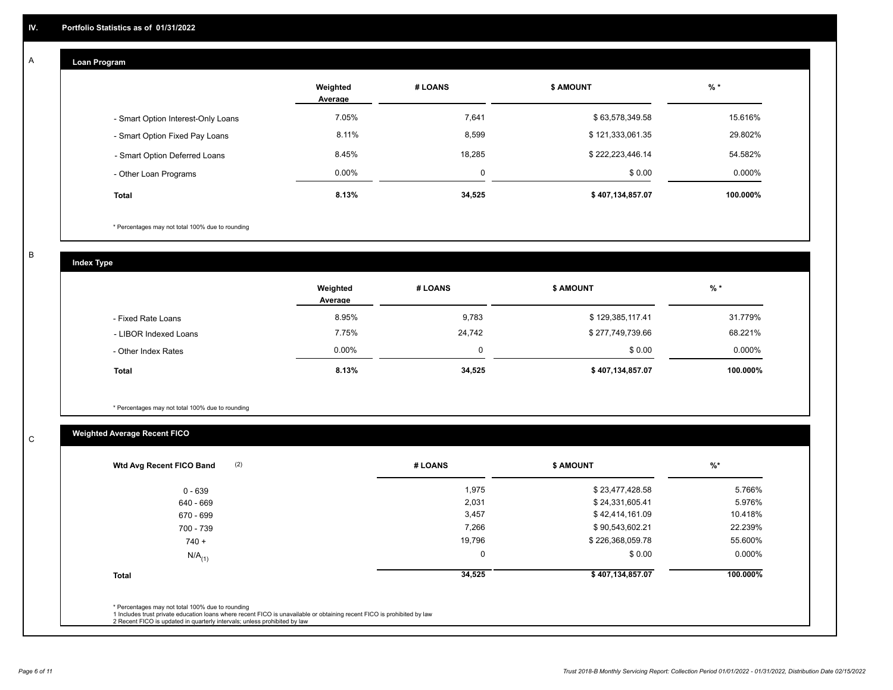## IV. Portfolio Statistics as of 01/31/2022

### A

#### Loan Program

| | Weighted Average | # LOANS | $ AMOUNT | % * |
|---|---|---|---|---|
| - Smart Option Interest-Only Loans | 7.05% | 7,641 | $ 63,578,349.58 | 15.616% |
| - Smart Option Fixed Pay Loans | 8.11% | 8,599 | $ 121,333,061.35 | 29.802% |
| - Smart Option Deferred Loans | 8.45% | 18,285 | $ 222,223,446.14 | 54.582% |
| - Other Loan Programs | 0.00% | 0 | $ 0.00 | 0.000% |
| **Total** | **8.13%** | **34,525** | **$ 407,134,857.07** | **100.000%** |

* Percentages may not total 100% due to rounding

### B

#### Index Type

| | Weighted Average | # LOANS | $ AMOUNT | % * |
|---|---|---|---|---|
| - Fixed Rate Loans | 8.95% | 9,783 | $ 129,385,117.41 | 31.779% |
| - LIBOR Indexed Loans | 7.75% | 24,742 | $ 277,749,739.66 | 68.221% |
| - Other Index Rates | 0.00% | 0 | $ 0.00 | 0.000% |
| **Total** | **8.13%** | **34,525** | **$ 407,134,857.07** | **100.000%** |

* Percentages may not total 100% due to rounding

### C

#### Weighted Average Recent FICO

| Wtd Avg Recent FICO Band (2) | # LOANS | $ AMOUNT | %* |
|---|---|---|---|
| 0 - 639 | 1,975 | $ 23,477,428.58 | 5.766% |
| 640 - 669 | 2,031 | $ 24,331,605.41 | 5.976% |
| 670 - 699 | 3,457 | $ 42,414,161.09 | 10.418% |
| 700 - 739 | 7,266 | $ 90,543,602.21 | 22.239% |
| 740 + | 19,796 | $ 226,368,059.78 | 55.600% |
| $N/A_{(1)}$ | 0 | $ 0.00 | 0.000% |
| **Total** | **34,525** | **$ 407,134,857.07** | **100.000%** |

* Percentages may not total 100% due to rounding
1 Includes trust private education loans where recent FICO is unavailable or obtaining recent FICO is prohibited by law
2 Recent FICO is updated in quarterly intervals; unless prohibited by law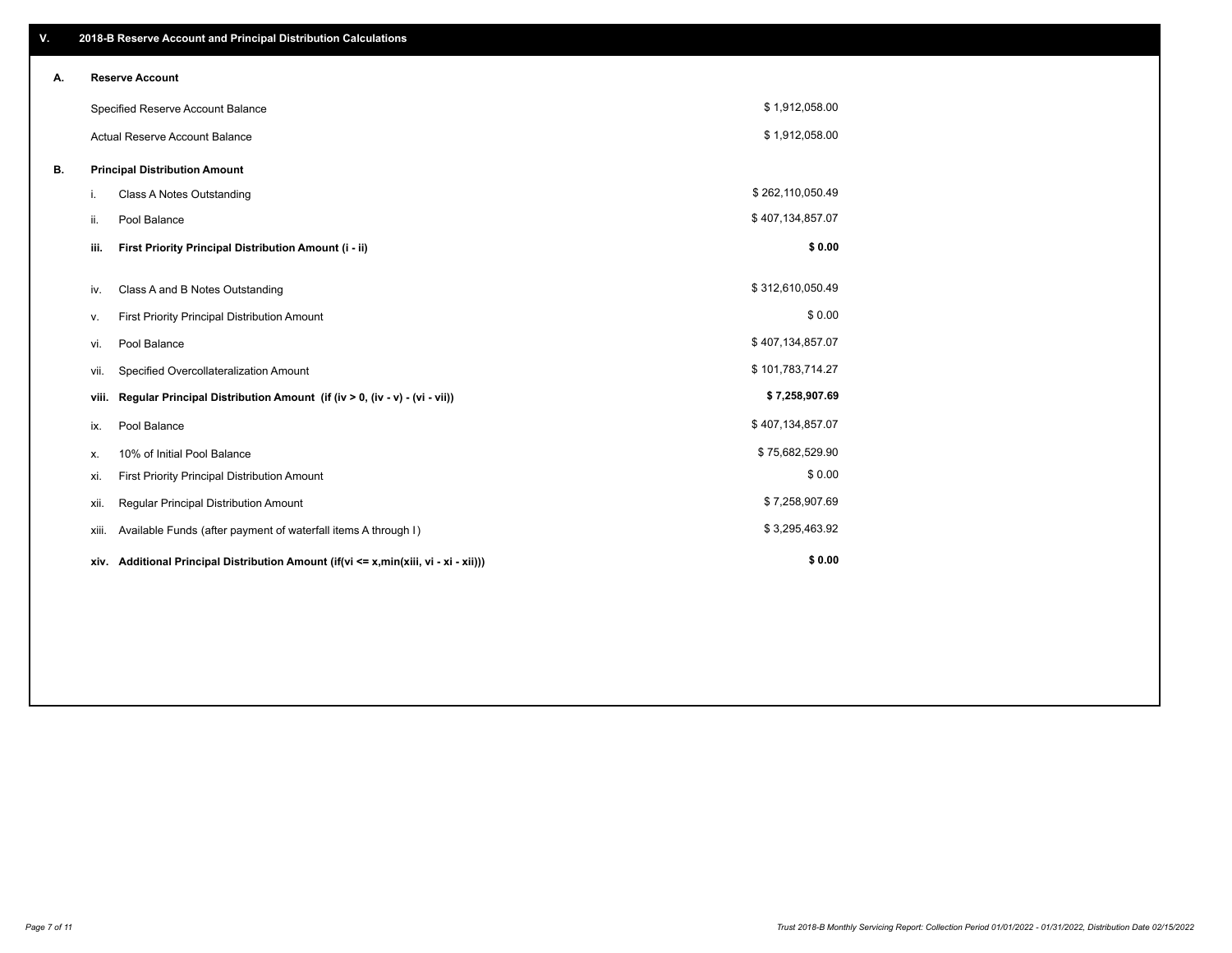## V. 2018-B Reserve Account and Principal Distribution Calculations

### A. Reserve Account

| | |
|---|---|
| Specified Reserve Account Balance | $ 1,912,058.00 |
| Actual Reserve Account Balance | $ 1,912,058.00 |

### B. Principal Distribution Amount

| | | |
|---|---|---|
| i. | Class A Notes Outstanding | $ 262,110,050.49 |
| ii. | Pool Balance | $ 407,134,857.07 |
| **iii.** | **First Priority Principal Distribution Amount (i - ii)** | **$ 0.00** |
| iv. | Class A and B Notes Outstanding | $ 312,610,050.49 |
| v. | First Priority Principal Distribution Amount | $ 0.00 |
| vi. | Pool Balance | $ 407,134,857.07 |
| vii. | Specified Overcollateralization Amount | $ 101,783,714.27 |
| **viii.** | **Regular Principal Distribution Amount (if (iv > 0, (iv - v) - (vi - vii))** | **$ 7,258,907.69** |
| ix. | Pool Balance | $ 407,134,857.07 |
| x. | 10% of Initial Pool Balance | $ 75,682,529.90 |
| xi. | First Priority Principal Distribution Amount | $ 0.00 |
| xii. | Regular Principal Distribution Amount | $ 7,258,907.69 |
| xiii. | Available Funds (after payment of waterfall items A through I) | $ 3,295,463.92 |
| **xiv.** | **Additional Principal Distribution Amount (if(vi <= x,min(xiii, vi - xi - xii)))** | **$ 0.00** |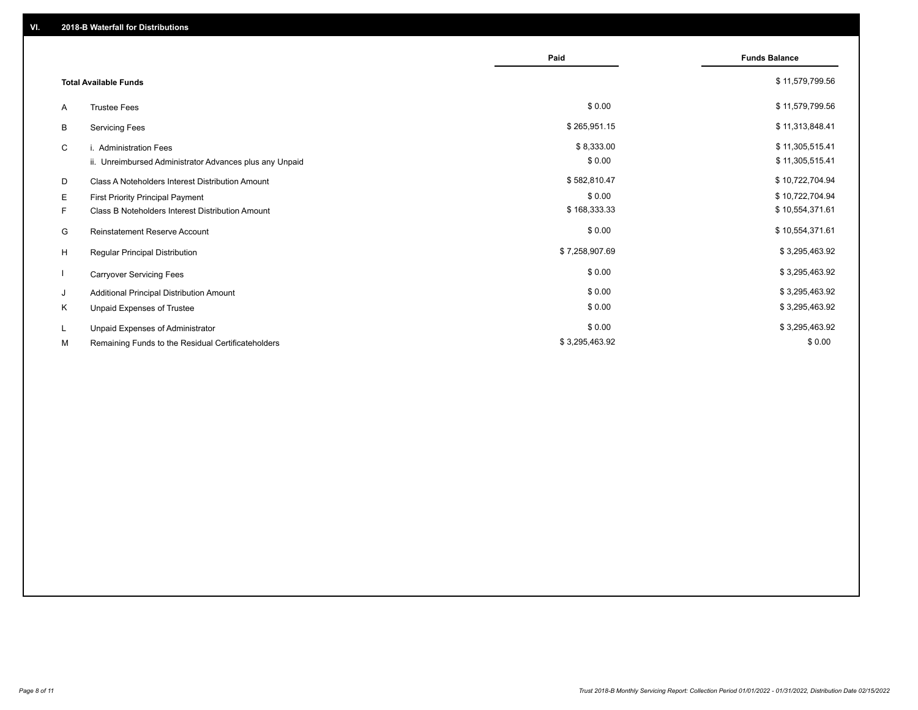## VI. 2018-B Waterfall for Distributions

| | | Paid | Funds Balance |
|---|---|---|---|
| | **Total Available Funds** | | $ 11,579,799.56 |
| A | Trustee Fees | $ 0.00 | $ 11,579,799.56 |
| B | Servicing Fees | $ 265,951.15 | $ 11,313,848.41 |
| C | i. Administration Fees | $ 8,333.00 | $ 11,305,515.41 |
| | ii. Unreimbursed Administrator Advances plus any Unpaid | $ 0.00 | $ 11,305,515.41 |
| D | Class A Noteholders Interest Distribution Amount | $ 582,810.47 | $ 10,722,704.94 |
| E | First Priority Principal Payment | $ 0.00 | $ 10,722,704.94 |
| F | Class B Noteholders Interest Distribution Amount | $ 168,333.33 | $ 10,554,371.61 |
| G | Reinstatement Reserve Account | $ 0.00 | $ 10,554,371.61 |
| H | Regular Principal Distribution | $ 7,258,907.69 | $ 3,295,463.92 |
| I | Carryover Servicing Fees | $ 0.00 | $ 3,295,463.92 |
| J | Additional Principal Distribution Amount | $ 0.00 | $ 3,295,463.92 |
| K | Unpaid Expenses of Trustee | $ 0.00 | $ 3,295,463.92 |
| L | Unpaid Expenses of Administrator | $ 0.00 | $ 3,295,463.92 |
| M | Remaining Funds to the Residual Certificateholders | $ 3,295,463.92 | $ 0.00 |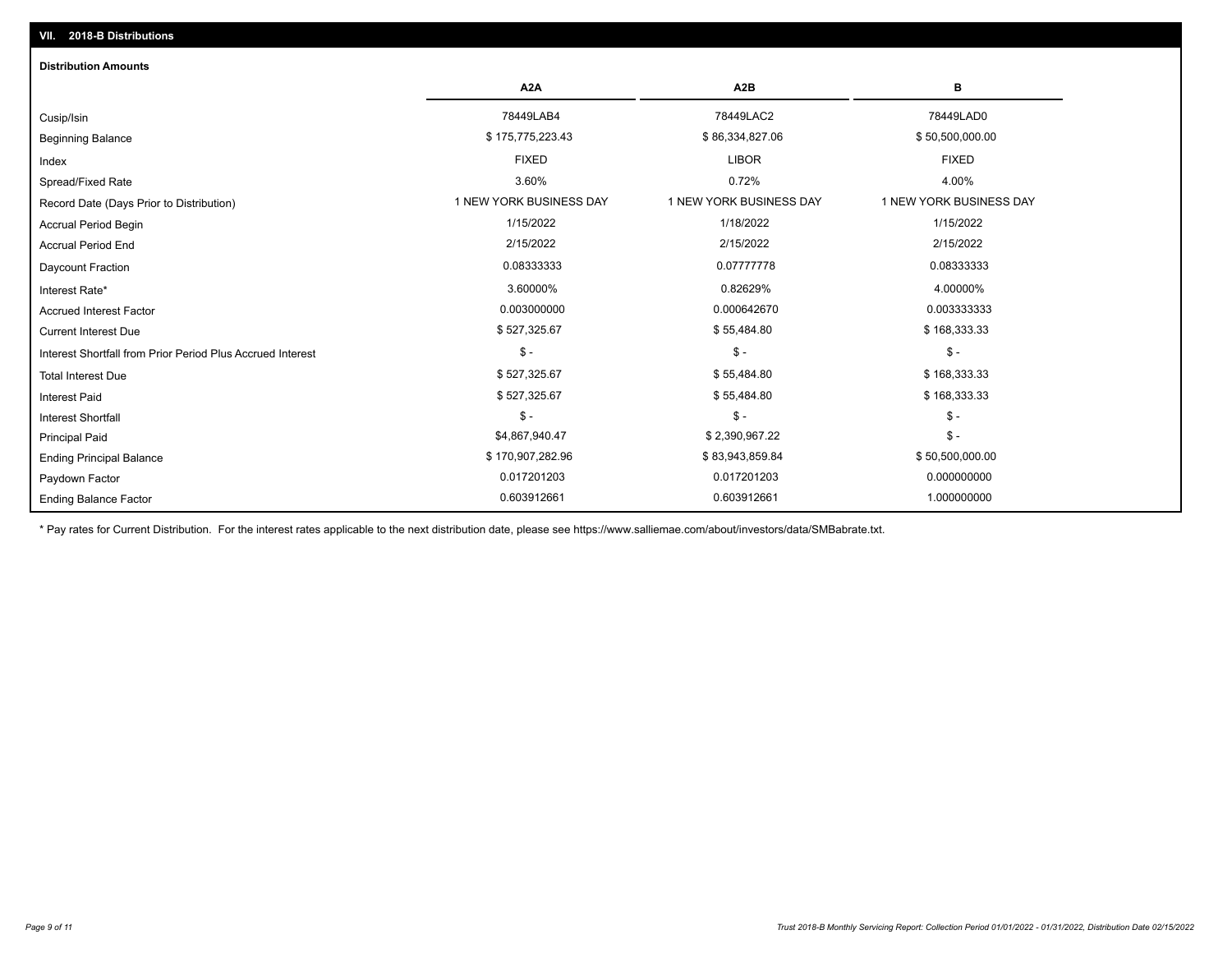## VII. 2018-B Distributions

### Distribution Amounts

| | A2A | A2B | B |
|---|---|---|---|
| Cusip/Isin | 78449LAB4 | 78449LAC2 | 78449LAD0 |
| Beginning Balance | $ 175,775,223.43 | $ 86,334,827.06 | $ 50,500,000.00 |
| Index | FIXED | LIBOR | FIXED |
| Spread/Fixed Rate | 3.60% | 0.72% | 4.00% |
| Record Date (Days Prior to Distribution) | 1 NEW YORK BUSINESS DAY | 1 NEW YORK BUSINESS DAY | 1 NEW YORK BUSINESS DAY |
| Accrual Period Begin | 1/15/2022 | 1/18/2022 | 1/15/2022 |
| Accrual Period End | 2/15/2022 | 2/15/2022 | 2/15/2022 |
| Daycount Fraction | 0.08333333 | 0.07777778 | 0.08333333 |
| Interest Rate* | 3.60000% | 0.82629% | 4.00000% |
| Accrued Interest Factor | 0.003000000 | 0.000642670 | 0.003333333 |
| Current Interest Due | $ 527,325.67 | $ 55,484.80 | $ 168,333.33 |
| Interest Shortfall from Prior Period Plus Accrued Interest | $ - | $ - | $ - |
| Total Interest Due | $ 527,325.67 | $ 55,484.80 | $ 168,333.33 |
| Interest Paid | $ 527,325.67 | $ 55,484.80 | $ 168,333.33 |
| Interest Shortfall | $ - | $ - | $ - |
| Principal Paid | $4,867,940.47 | $ 2,390,967.22 | $ - |
| Ending Principal Balance | $ 170,907,282.96 | $ 83,943,859.84 | $ 50,500,000.00 |
| Paydown Factor | 0.017201203 | 0.017201203 | 0.000000000 |
| Ending Balance Factor | 0.603912661 | 0.603912661 | 1.000000000 |

* Pay rates for Current Distribution. For the interest rates applicable to the next distribution date, please see https://www.salliemae.com/about/investors/data/SMBabrate.txt.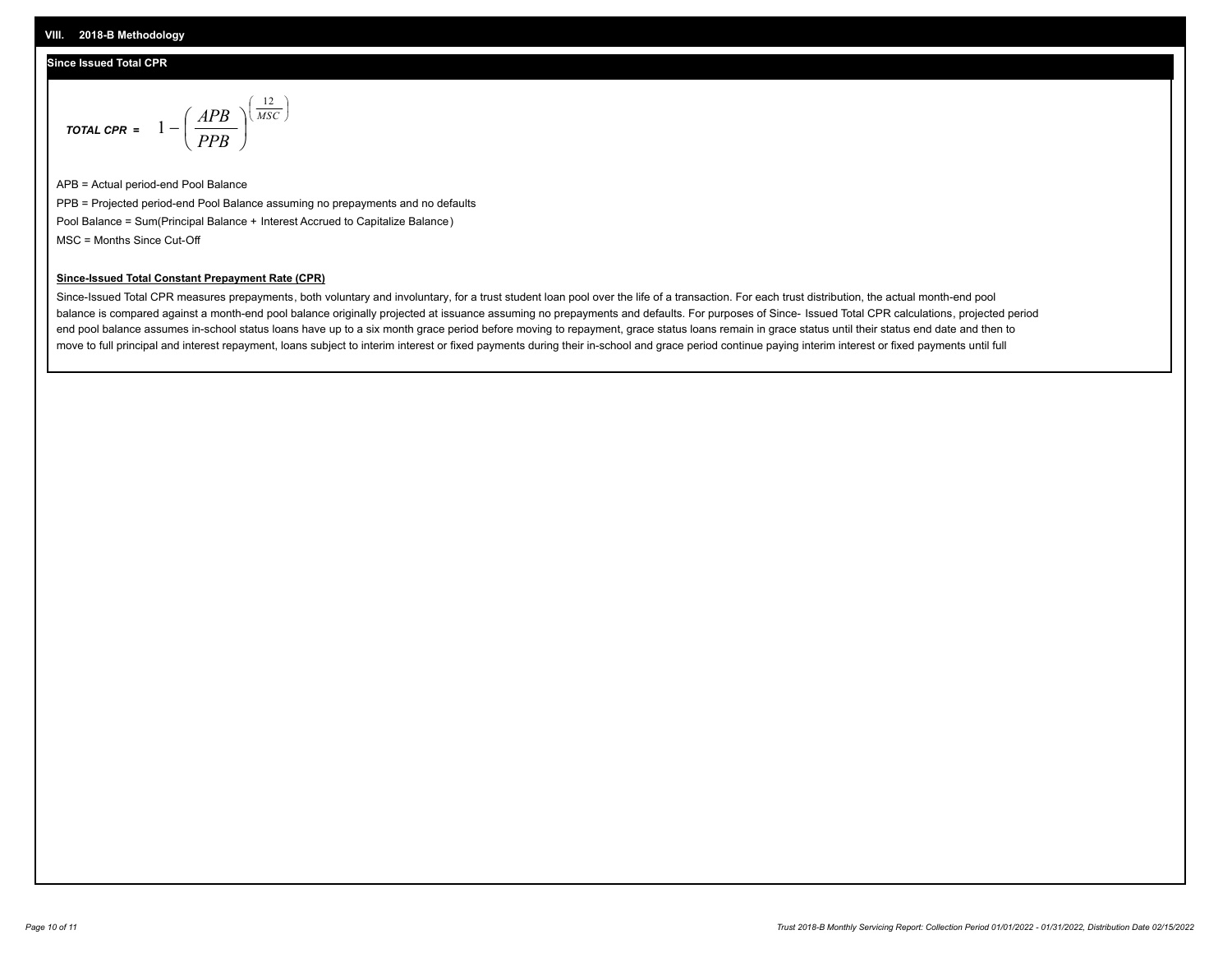## VIII. 2018-B Methodology

### Since Issued Total CPR

$$\textit{TOTAL CPR} = 1 - \left( \frac{APB}{PPB} \right)^{\left( \frac{12}{MSC} \right)}$$

APB = Actual period-end Pool Balance

PPB = Projected period-end Pool Balance assuming no prepayments and no defaults

Pool Balance = Sum(Principal Balance + Interest Accrued to Capitalize Balance)

MSC = Months Since Cut-Off

**Since-Issued Total Constant Prepayment Rate (CPR)**

Since-Issued Total CPR measures prepayments, both voluntary and involuntary, for a trust student loan pool over the life of a transaction. For each trust distribution, the actual month-end pool balance is compared against a month-end pool balance originally projected at issuance assuming no prepayments and defaults. For purposes of Since- Issued Total CPR calculations, projected period end pool balance assumes in-school status loans have up to a six month grace period before moving to repayment, grace status loans remain in grace status until their status end date and then to move to full principal and interest repayment, loans subject to interim interest or fixed payments during their in-school and grace period continue paying interim interest or fixed payments until full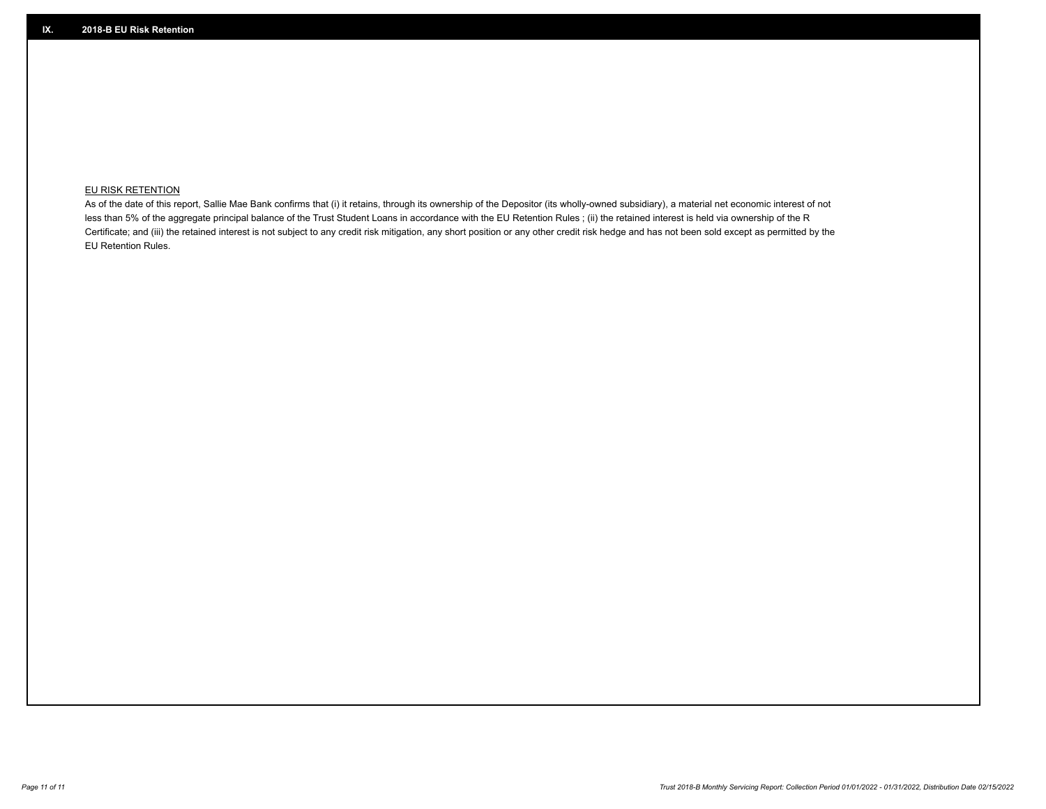## IX. 2018-B EU Risk Retention

EU RISK RETENTION

As of the date of this report, Sallie Mae Bank confirms that (i) it retains, through its ownership of the Depositor (its wholly-owned subsidiary), a material net economic interest of not less than 5% of the aggregate principal balance of the Trust Student Loans in accordance with the EU Retention Rules ; (ii) the retained interest is held via ownership of the R Certificate; and (iii) the retained interest is not subject to any credit risk mitigation, any short position or any other credit risk hedge and has not been sold except as permitted by the EU Retention Rules.